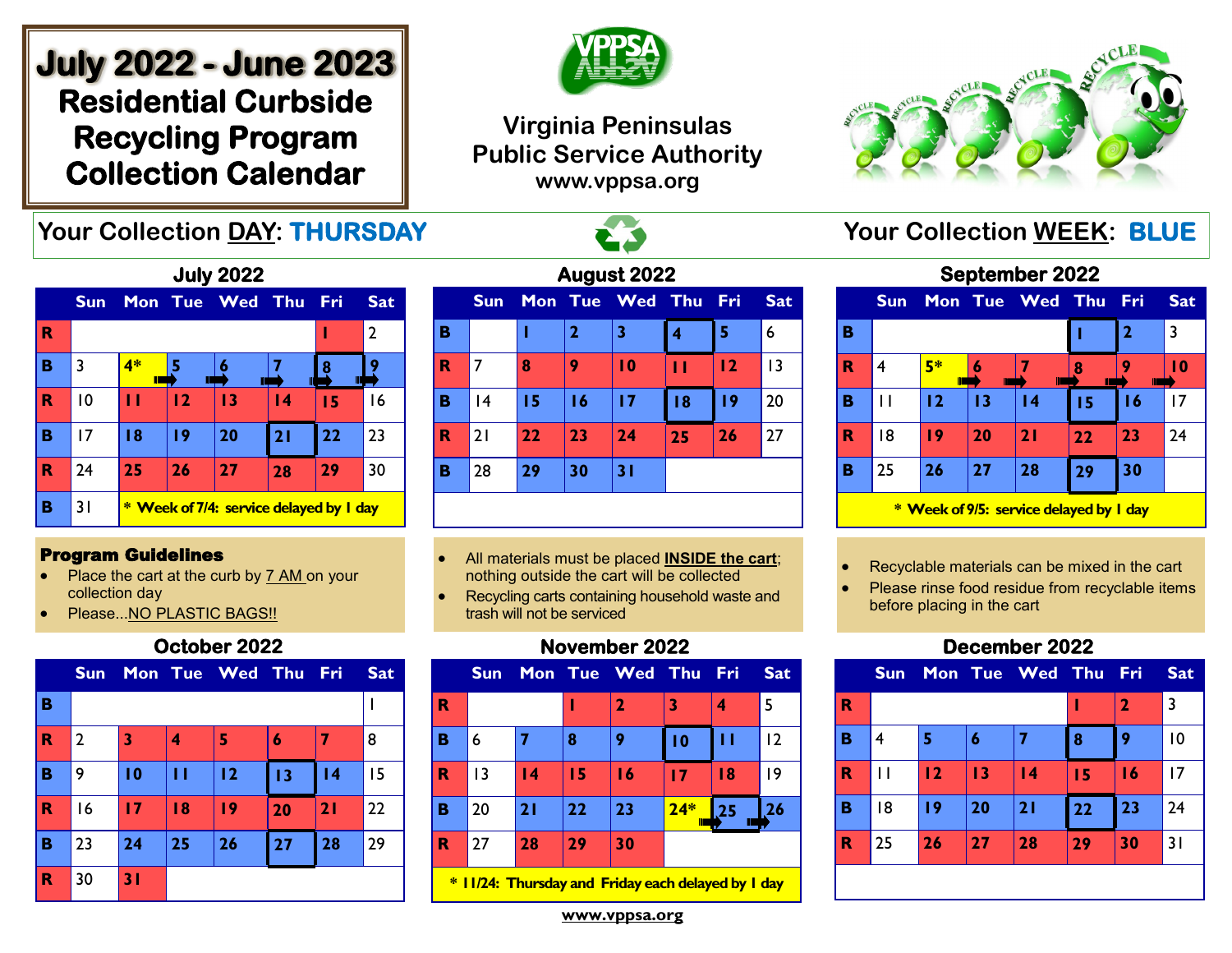# July 2022 - June 2023 Residential Curbside Recycling Program Collection Calendar

**Virginia Peninsulas Public Service Authority**
**www.vppsa.org**

**Your Collection DAY: THURSDAY** — **Your Collection WEEK: BLUE**

### July 2022

| | Sun | Mon | Tue | Wed | Thu | Fri | Sat |
|---|---|---|---|---|---|---|---|
| R | | | | | | 1 | 2 |
| B | 3 | 4* | 5 | 6 | 7 | 8 | 9 |
| R | 10 | 11 | 12 | 13 | 14 | 15 | 16 |
| B | 17 | 18 | 19 | 20 | 21 | 22 | 23 |
| R | 24 | 25 | 26 | 27 | 28 | 29 | 30 |
| B | 31 | | | | | | |

\* Week of 7/4: service delayed by 1 day

### August 2022

| | Sun | Mon | Tue | Wed | Thu | Fri | Sat |
|---|---|---|---|---|---|---|---|
| B | | 1 | 2 | 3 | 4 | 5 | 6 |
| R | 7 | 8 | 9 | 10 | 11 | 12 | 13 |
| B | 14 | 15 | 16 | 17 | 18 | 19 | 20 |
| R | 21 | 22 | 23 | 24 | 25 | 26 | 27 |
| B | 28 | 29 | 30 | 31 | | | |

### September 2022

| | Sun | Mon | Tue | Wed | Thu | Fri | Sat |
|---|---|---|---|---|---|---|---|
| B | | | | | 1 | 2 | 3 |
| R | 4 | 5* | 6 | 7 | 8 | 9 | 10 |
| B | 11 | 12 | 13 | 14 | 15 | 16 | 17 |
| R | 18 | 19 | 20 | 21 | 22 | 23 | 24 |
| B | 25 | 26 | 27 | 28 | 29 | 30 | |

\* Week of 9/5: service delayed by 1 day

## Program Guidelines

- Place the cart at the curb by 7 AM on your collection day
- Please...NO PLASTIC BAGS!!
- All materials must be placed **INSIDE the cart**; nothing outside the cart will be collected
- Recycling carts containing household waste and trash will not be serviced
- Recyclable materials can be mixed in the cart
- Please rinse food residue from recyclable items before placing in the cart

### October 2022

| | Sun | Mon | Tue | Wed | Thu | Fri | Sat |
|---|---|---|---|---|---|---|---|
| B | | | | | | | 1 |
| R | 2 | 3 | 4 | 5 | 6 | 7 | 8 |
| B | 9 | 10 | 11 | 12 | 13 | 14 | 15 |
| R | 16 | 17 | 18 | 19 | 20 | 21 | 22 |
| B | 23 | 24 | 25 | 26 | 27 | 28 | 29 |
| R | 30 | 31 | | | | | |

### November 2022

| | Sun | Mon | Tue | Wed | Thu | Fri | Sat |
|---|---|---|---|---|---|---|---|
| R | | | 1 | 2 | 3 | 4 | 5 |
| B | 6 | 7 | 8 | 9 | 10 | 11 | 12 |
| R | 13 | 14 | 15 | 16 | 17 | 18 | 19 |
| B | 20 | 21 | 22 | 23 | 24* | 25 | 26 |
| R | 27 | 28 | 29 | 30 | | | |

\* 11/24: Thursday and Friday each delayed by 1 day

### December 2022

| | Sun | Mon | Tue | Wed | Thu | Fri | Sat |
|---|---|---|---|---|---|---|---|
| R | | | | | 1 | 2 | 3 |
| B | 4 | 5 | 6 | 7 | 8 | 9 | 10 |
| R | 11 | 12 | 13 | 14 | 15 | 16 | 17 |
| B | 18 | 19 | 20 | 21 | 22 | 23 | 24 |
| R | 25 | 26 | 27 | 28 | 29 | 30 | 31 |

www.vppsa.org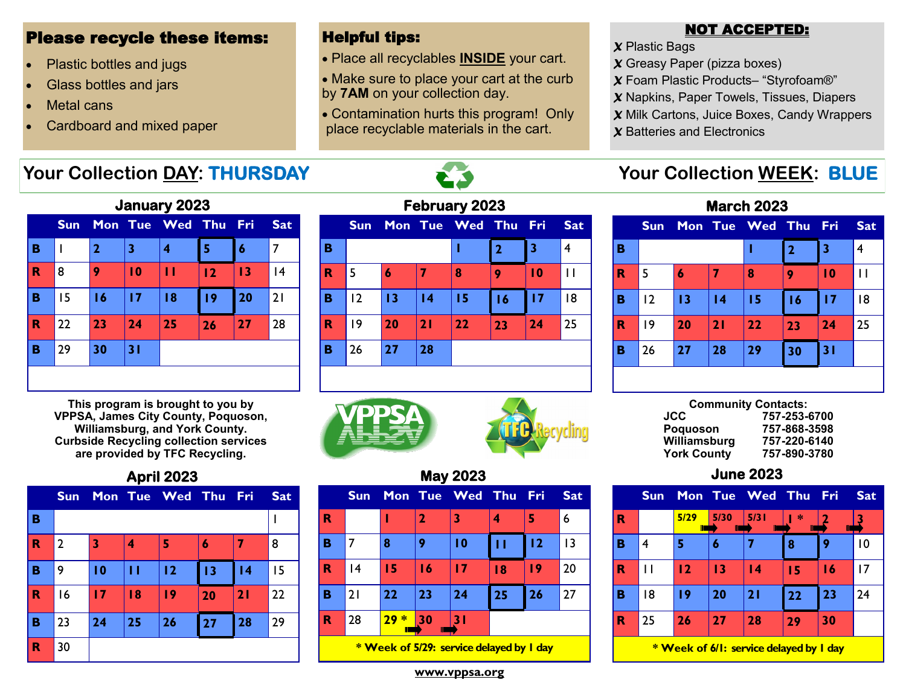## Please recycle these items:

- Plastic bottles and jugs
- Glass bottles and jars
- Metal cans
- Cardboard and mixed paper

## Helpful tips:

- Place all recyclables **INSIDE** your cart.
- Make sure to place your cart at the curb by **7AM** on your collection day.
- Contamination hurts this program! Only place recyclable materials in the cart.

## NOT ACCEPTED:

✗ Plastic Bags
✗ Greasy Paper (pizza boxes)
✗ Foam Plastic Products– "Styrofoam®"
✗ Napkins, Paper Towels, Tissues, Diapers
✗ Milk Cartons, Juice Boxes, Candy Wrappers
✗ Batteries and Electronics

**Your Collection DAY: THURSDAY** | **Your Collection WEEK: BLUE**

### January 2023

| | Sun | Mon | Tue | Wed | Thu | Fri | Sat |
|---|---|---|---|---|---|---|---|
| B | 1 | 2 | 3 | 4 | 5 | 6 | 7 |
| R | 8 | 9 | 10 | 11 | 12 | 13 | 14 |
| B | 15 | 16 | 17 | 18 | 19 | 20 | 21 |
| R | 22 | 23 | 24 | 25 | 26 | 27 | 28 |
| B | 29 | 30 | 31 | | | | |

### February 2023

| | Sun | Mon | Tue | Wed | Thu | Fri | Sat |
|---|---|---|---|---|---|---|---|
| B | | | | 1 | 2 | 3 | 4 |
| R | 5 | 6 | 7 | 8 | 9 | 10 | 11 |
| B | 12 | 13 | 14 | 15 | 16 | 17 | 18 |
| R | 19 | 20 | 21 | 22 | 23 | 24 | 25 |
| B | 26 | 27 | 28 | | | | |

### March 2023

| | Sun | Mon | Tue | Wed | Thu | Fri | Sat |
|---|---|---|---|---|---|---|---|
| B | | | | 1 | 2 | 3 | 4 |
| R | 5 | 6 | 7 | 8 | 9 | 10 | 11 |
| B | 12 | 13 | 14 | 15 | 16 | 17 | 18 |
| R | 19 | 20 | 21 | 22 | 23 | 24 | 25 |
| B | 26 | 27 | 28 | 29 | 30 | 31 | |

This program is brought to you by VPPSA, James City County, Poquoson, Williamsburg, and York County. Curbside Recycling collection services are provided by TFC Recycling.

VPPSA

TFC Recycling

**Community Contacts:**

| | |
|---|---|
| JCC | 757-253-6700 |
| Poquoson | 757-868-3598 |
| Williamsburg | 757-220-6140 |
| York County | 757-890-3780 |

### April 2023

| | Sun | Mon | Tue | Wed | Thu | Fri | Sat |
|---|---|---|---|---|---|---|---|
| B | | | | | | | 1 |
| R | 2 | 3 | 4 | 5 | 6 | 7 | 8 |
| B | 9 | 10 | 11 | 12 | 13 | 14 | 15 |
| R | 16 | 17 | 18 | 19 | 20 | 21 | 22 |
| B | 23 | 24 | 25 | 26 | 27 | 28 | 29 |
| R | 30 | | | | | | |

### May 2023

| | Sun | Mon | Tue | Wed | Thu | Fri | Sat |
|---|---|---|---|---|---|---|---|
| R | | 1 | 2 | 3 | 4 | 5 | 6 |
| B | 7 | 8 | 9 | 10 | 11 | 12 | 13 |
| R | 14 | 15 | 16 | 17 | 18 | 19 | 20 |
| B | 21 | 22 | 23 | 24 | 25 | 26 | 27 |
| R | 28 | 29 * → | 30 → | 31 → | | | |

\* Week of 5/29: service delayed by 1 day

### June 2023

| | Sun | Mon | Tue | Wed | Thu | Fri | Sat |
|---|---|---|---|---|---|---|---|
| R | | 5/29 | 5/30 → | 5/31 → | 1 * → | 2 → | 3 → |
| B | 4 | 5 | 6 | 7 | 8 | 9 | 10 |
| R | 11 | 12 | 13 | 14 | 15 | 16 | 17 |
| B | 18 | 19 | 20 | 21 | 22 | 23 | 24 |
| R | 25 | 26 | 27 | 28 | 29 | 30 | |

\* Week of 6/1: service delayed by 1 day

www.vppsa.org